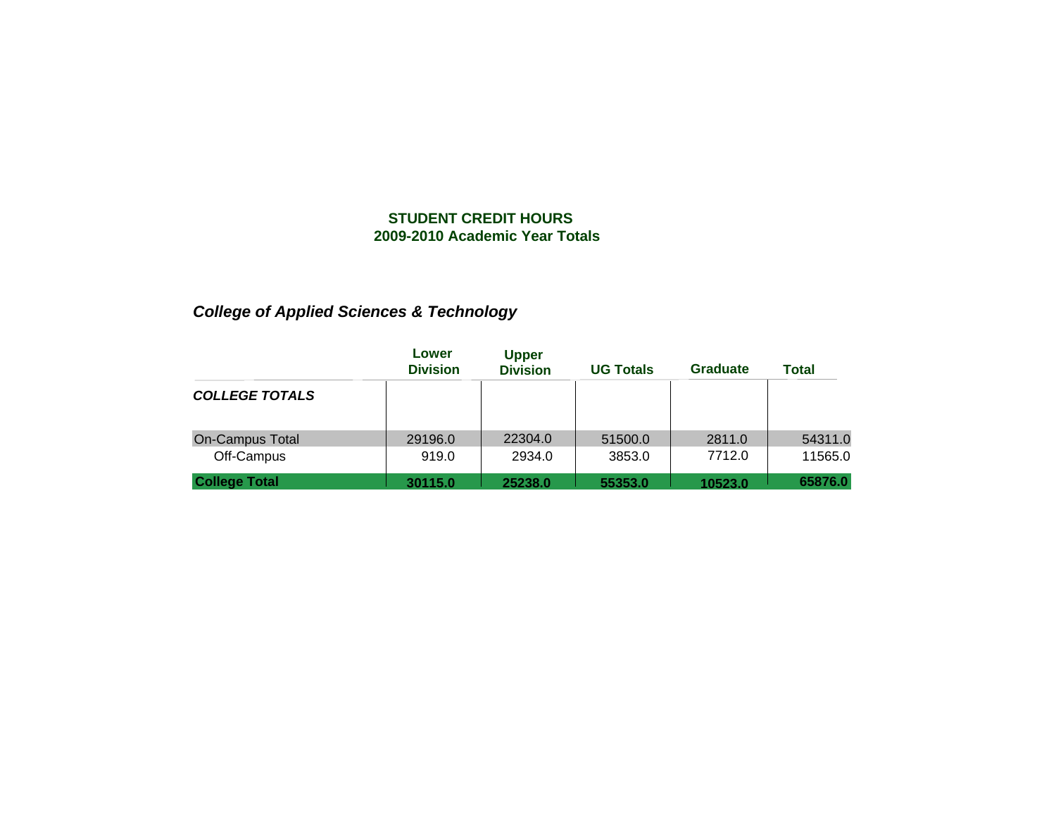**STUDENT CREDIT HOURS**
**2009-2010 Academic Year Totals**

## *College of Applied Sciences & Technology*

| | Lower Division | Upper Division | UG Totals | Graduate | Total |
|---|---|---|---|---|---|
| ***COLLEGE TOTALS*** | | | | | |
| On-Campus Total | 29196.0 | 22304.0 | 51500.0 | 2811.0 | 54311.0 |
| Off-Campus | 919.0 | 2934.0 | 3853.0 | 7712.0 | 11565.0 |
| **College Total** | **30115.0** | **25238.0** | **55353.0** | **10523.0** | **65876.0** |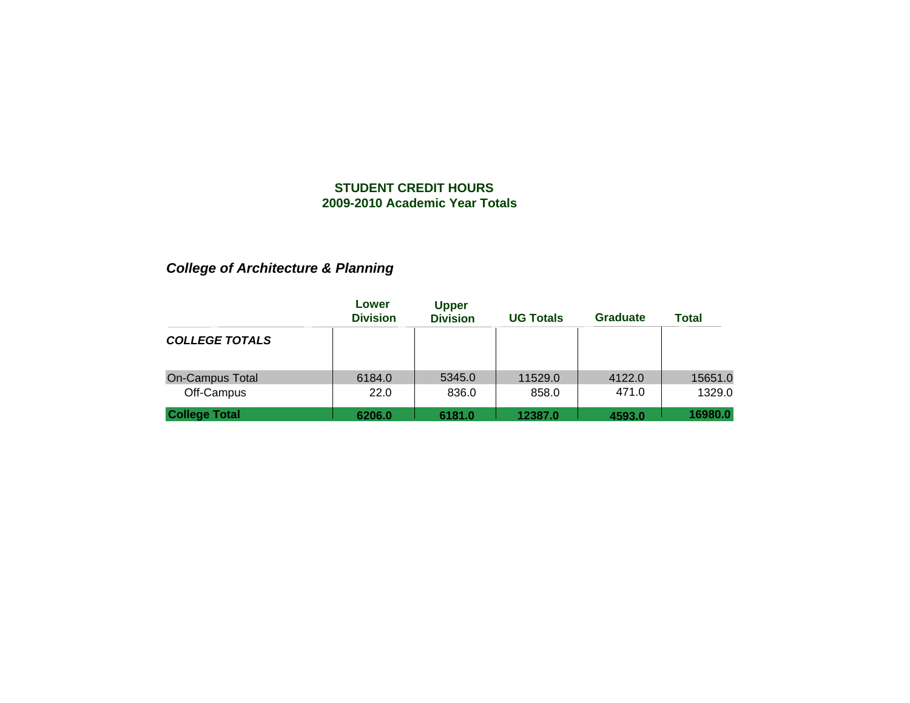**STUDENT CREDIT HOURS**
**2009-2010 Academic Year Totals**

## *College of Architecture & Planning*

| | Lower Division | Upper Division | UG Totals | Graduate | Total |
|---|---|---|---|---|---|
| ***COLLEGE TOTALS*** | | | | | |
| On-Campus Total | 6184.0 | 5345.0 | 11529.0 | 4122.0 | 15651.0 |
| Off-Campus | 22.0 | 836.0 | 858.0 | 471.0 | 1329.0 |
| **College Total** | **6206.0** | **6181.0** | **12387.0** | **4593.0** | **16980.0** |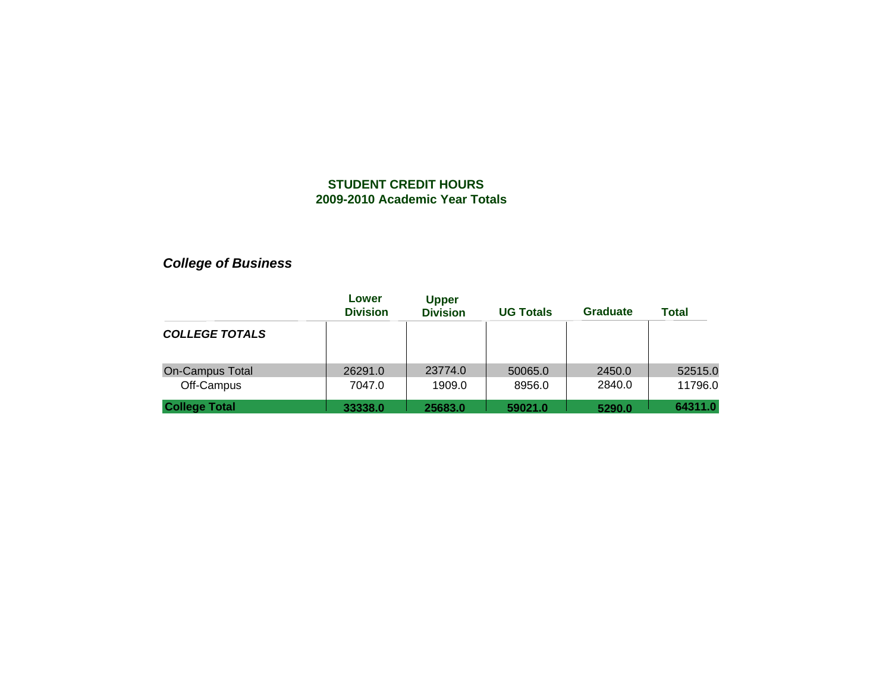**STUDENT CREDIT HOURS**
**2009-2010 Academic Year Totals**

***College of Business***

| | Lower Division | Upper Division | UG Totals | Graduate | Total |
|---|---|---|---|---|---|
| ***COLLEGE TOTALS*** | | | | | |
| On-Campus Total | 26291.0 | 23774.0 | 50065.0 | 2450.0 | 52515.0 |
| Off-Campus | 7047.0 | 1909.0 | 8956.0 | 2840.0 | 11796.0 |
| **College Total** | **33338.0** | **25683.0** | **59021.0** | **5290.0** | **64311.0** |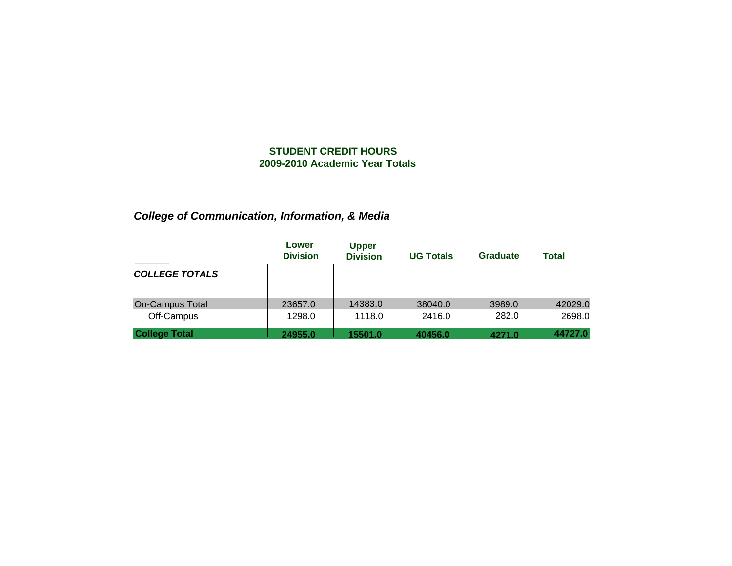**STUDENT CREDIT HOURS**
**2009-2010 Academic Year Totals**

## *College of Communication, Information, & Media*

| | Lower Division | Upper Division | UG Totals | Graduate | Total |
|---|---|---|---|---|---|
| ***COLLEGE TOTALS*** | | | | | |
| On-Campus Total | 23657.0 | 14383.0 | 38040.0 | 3989.0 | 42029.0 |
| Off-Campus | 1298.0 | 1118.0 | 2416.0 | 282.0 | 2698.0 |
| **College Total** | **24955.0** | **15501.0** | **40456.0** | **4271.0** | **44727.0** |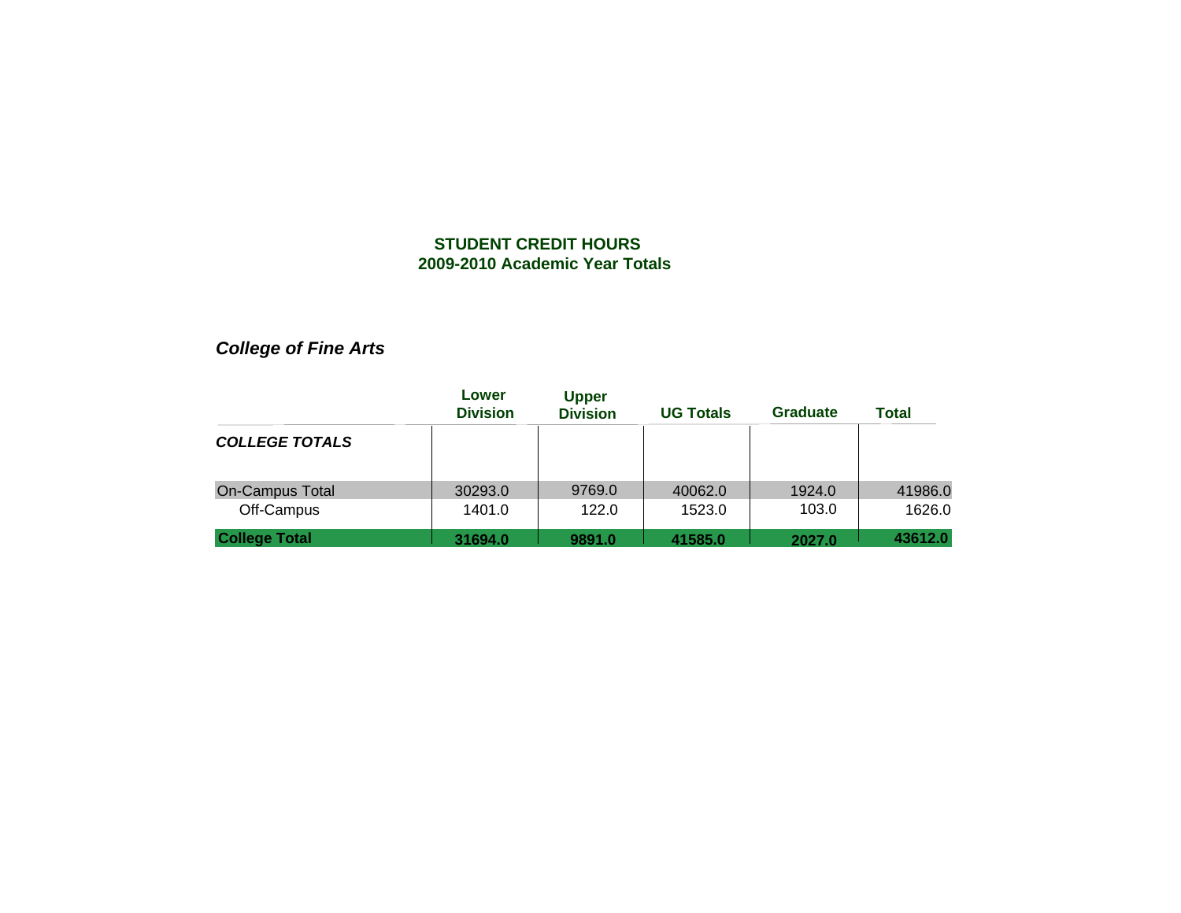**STUDENT CREDIT HOURS**
**2009-2010 Academic Year Totals**

### *College of Fine Arts*

| | Lower Division | Upper Division | UG Totals | Graduate | Total |
|---|---|---|---|---|---|
| ***COLLEGE TOTALS*** | | | | | |
| On-Campus Total | 30293.0 | 9769.0 | 40062.0 | 1924.0 | 41986.0 |
| Off-Campus | 1401.0 | 122.0 | 1523.0 | 103.0 | 1626.0 |
| **College Total** | **31694.0** | **9891.0** | **41585.0** | **2027.0** | **43612.0** |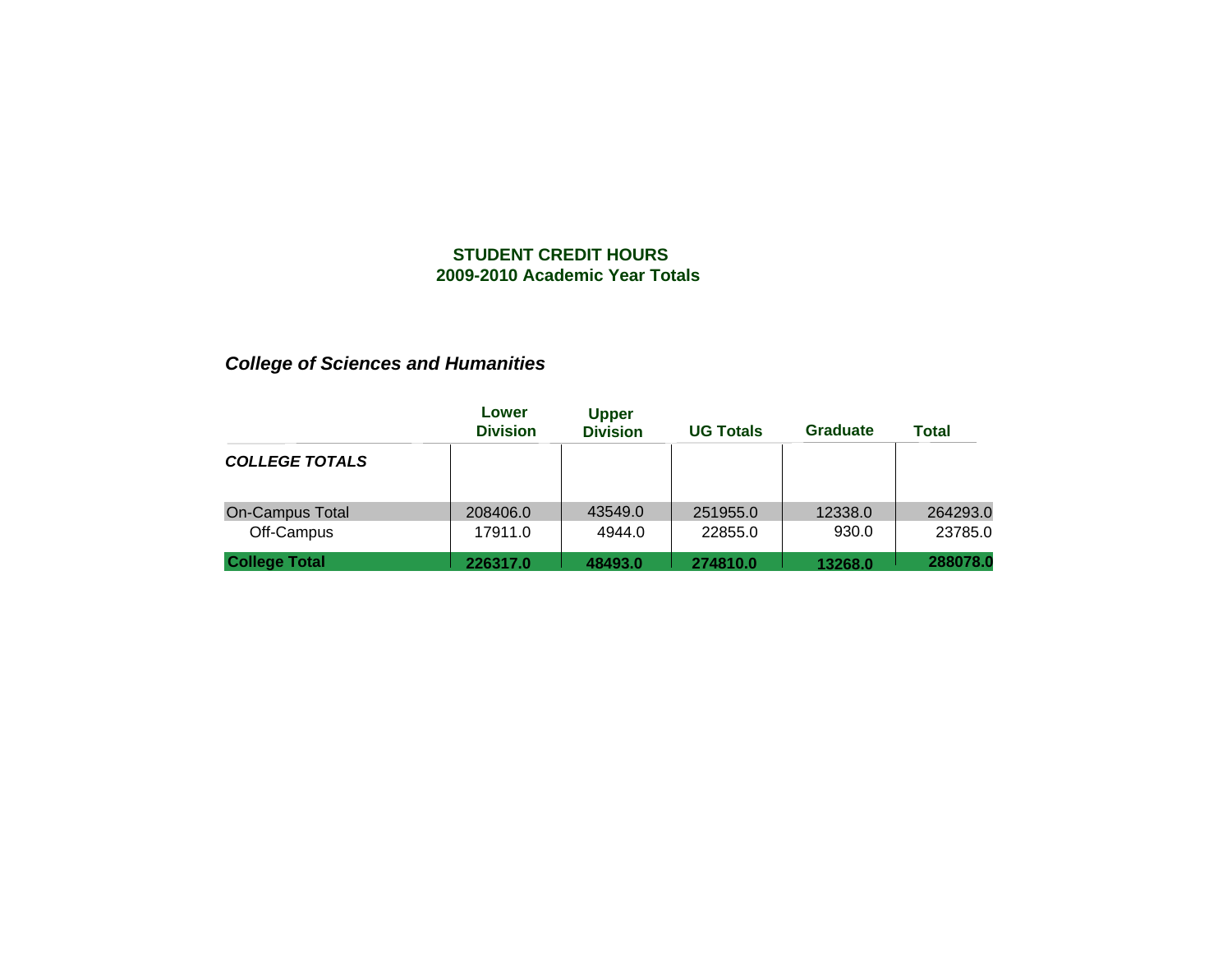**STUDENT CREDIT HOURS**
**2009-2010 Academic Year Totals**

***College of Sciences and Humanities***

| | Lower Division | Upper Division | UG Totals | Graduate | Total |
|---|---|---|---|---|---|
| ***COLLEGE TOTALS*** | | | | | |
| On-Campus Total | 208406.0 | 43549.0 | 251955.0 | 12338.0 | 264293.0 |
| Off-Campus | 17911.0 | 4944.0 | 22855.0 | 930.0 | 23785.0 |
| **College Total** | **226317.0** | **48493.0** | **274810.0** | **13268.0** | **288078.0** |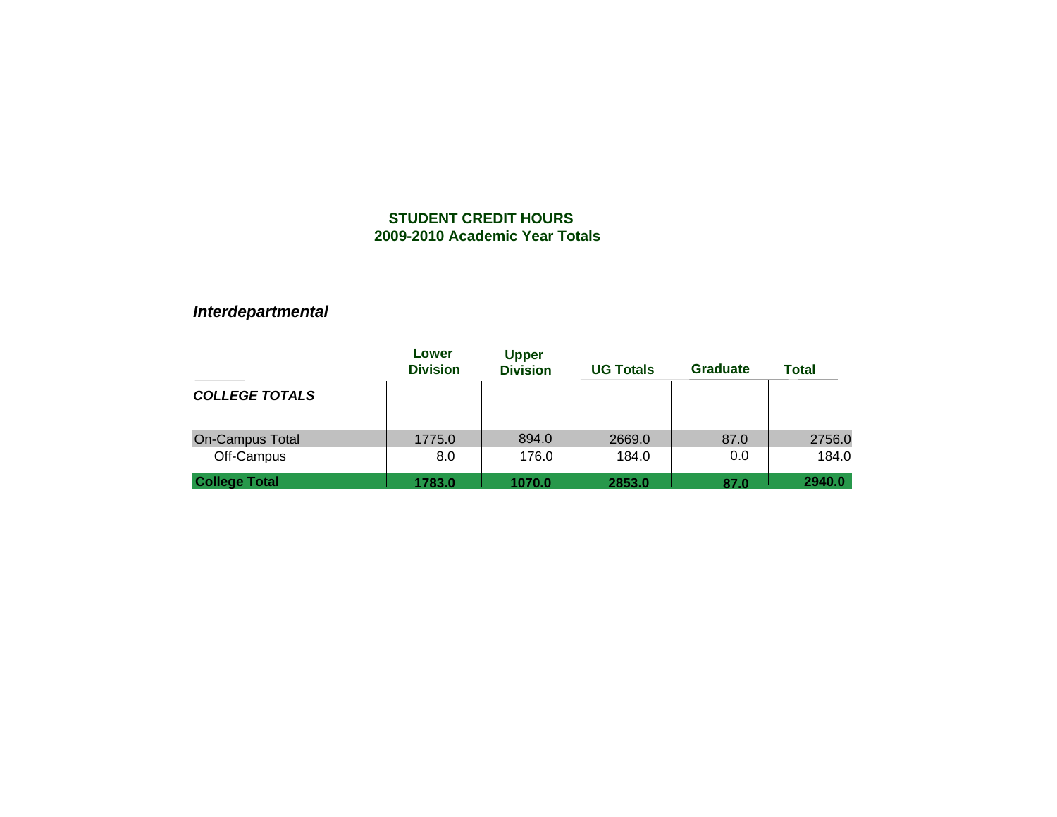**STUDENT CREDIT HOURS**
**2009-2010 Academic Year Totals**

## *Interdepartmental*

| | Lower Division | Upper Division | UG Totals | Graduate | Total |
|---|---|---|---|---|---|
| ***COLLEGE TOTALS*** | | | | | |
| On-Campus Total | 1775.0 | 894.0 | 2669.0 | 87.0 | 2756.0 |
| Off-Campus | 8.0 | 176.0 | 184.0 | 0.0 | 184.0 |
| **College Total** | **1783.0** | **1070.0** | **2853.0** | **87.0** | **2940.0** |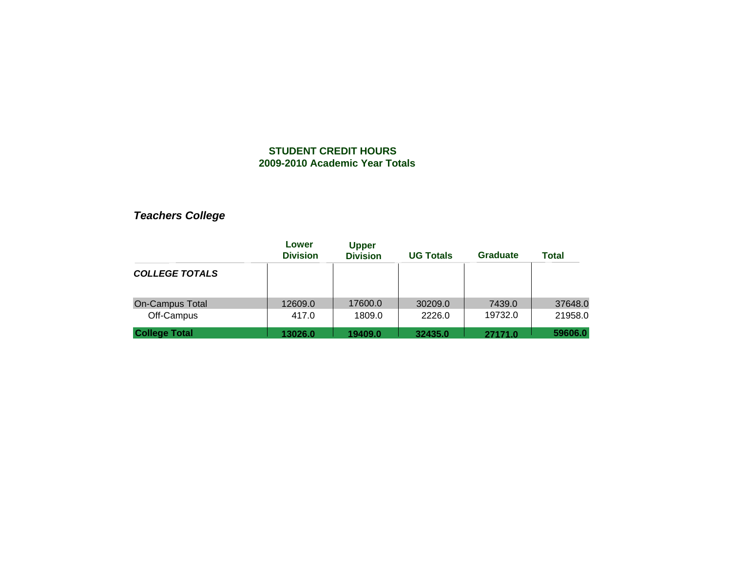**STUDENT CREDIT HOURS**
**2009-2010 Academic Year Totals**

## *Teachers College*

| | Lower Division | Upper Division | UG Totals | Graduate | Total |
|---|---|---|---|---|---|
| ***COLLEGE TOTALS*** | | | | | |
| On-Campus Total | 12609.0 | 17600.0 | 30209.0 | 7439.0 | 37648.0 |
| Off-Campus | 417.0 | 1809.0 | 2226.0 | 19732.0 | 21958.0 |
| **College Total** | **13026.0** | **19409.0** | **32435.0** | **27171.0** | **59606.0** |